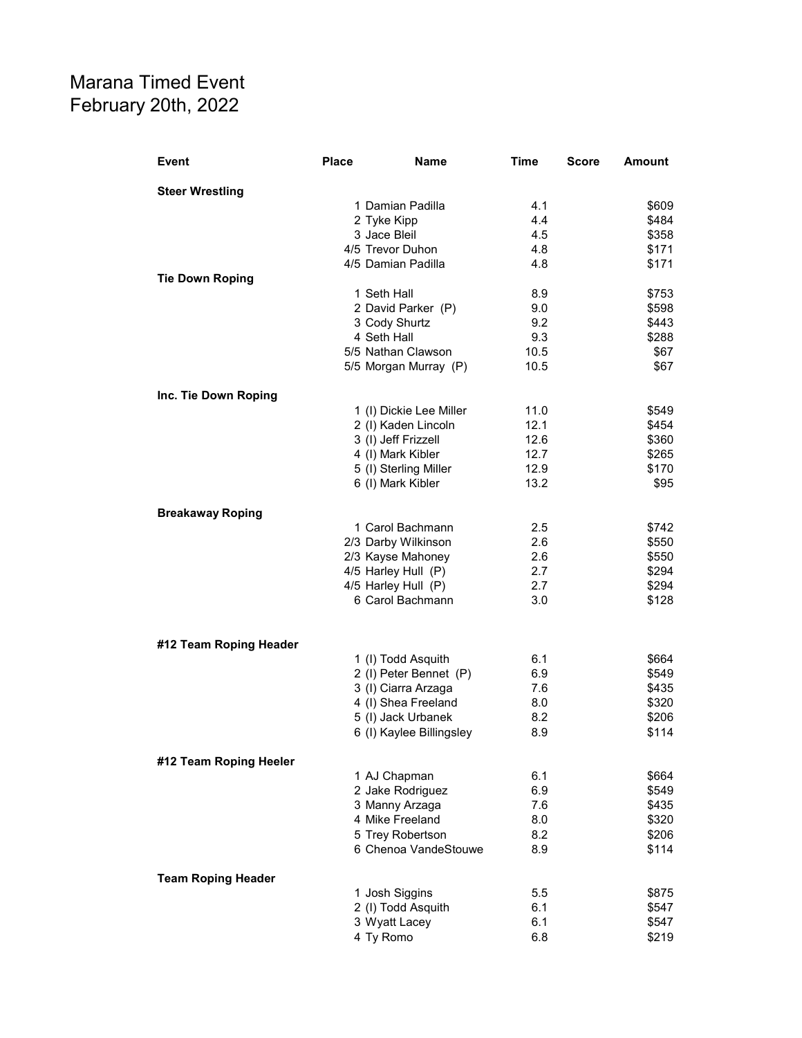# Marana Timed Event
February 20th, 2022

| Event | Place | Name | Time | Score | Amount |
|---|---|---|---|---|---|
| **Steer Wrestling** | | | | | |
| | 1 | Damian Padilla | 4.1 | | $609 |
| | 2 | Tyke Kipp | 4.4 | | $484 |
| | 3 | Jace Bleil | 4.5 | | $358 |
| | 4/5 | Trevor Duhon | 4.8 | | $171 |
| | 4/5 | Damian Padilla | 4.8 | | $171 |
| **Tie Down Roping** | | | | | |
| | 1 | Seth Hall | 8.9 | | $753 |
| | 2 | David Parker (P) | 9.0 | | $598 |
| | 3 | Cody Shurtz | 9.2 | | $443 |
| | 4 | Seth Hall | 9.3 | | $288 |
| | 5/5 | Nathan Clawson | 10.5 | | $67 |
| | 5/5 | Morgan Murray (P) | 10.5 | | $67 |
| **Inc. Tie Down Roping** | | | | | |
| | 1 | (I) Dickie Lee Miller | 11.0 | | $549 |
| | 2 | (I) Kaden Lincoln | 12.1 | | $454 |
| | 3 | (I) Jeff Frizzell | 12.6 | | $360 |
| | 4 | (I) Mark Kibler | 12.7 | | $265 |
| | 5 | (I) Sterling Miller | 12.9 | | $170 |
| | 6 | (I) Mark Kibler | 13.2 | | $95 |
| **Breakaway Roping** | | | | | |
| | 1 | Carol Bachmann | 2.5 | | $742 |
| | 2/3 | Darby Wilkinson | 2.6 | | $550 |
| | 2/3 | Kayse Mahoney | 2.6 | | $550 |
| | 4/5 | Harley Hull (P) | 2.7 | | $294 |
| | 4/5 | Harley Hull (P) | 2.7 | | $294 |
| | 6 | Carol Bachmann | 3.0 | | $128 |
| **#12 Team Roping Header** | | | | | |
| | 1 | (I) Todd Asquith | 6.1 | | $664 |
| | 2 | (I) Peter Bennet (P) | 6.9 | | $549 |
| | 3 | (I) Ciarra Arzaga | 7.6 | | $435 |
| | 4 | (I) Shea Freeland | 8.0 | | $320 |
| | 5 | (I) Jack Urbanek | 8.2 | | $206 |
| | 6 | (I) Kaylee Billingsley | 8.9 | | $114 |
| **#12 Team Roping Heeler** | | | | | |
| | 1 | AJ Chapman | 6.1 | | $664 |
| | 2 | Jake Rodriguez | 6.9 | | $549 |
| | 3 | Manny Arzaga | 7.6 | | $435 |
| | 4 | Mike Freeland | 8.0 | | $320 |
| | 5 | Trey Robertson | 8.2 | | $206 |
| | 6 | Chenoa VandeStouwe | 8.9 | | $114 |
| **Team Roping Header** | | | | | |
| | 1 | Josh Siggins | 5.5 | | $875 |
| | 2 | (I) Todd Asquith | 6.1 | | $547 |
| | 3 | Wyatt Lacey | 6.1 | | $547 |
| | 4 | Ty Romo | 6.8 | | $219 |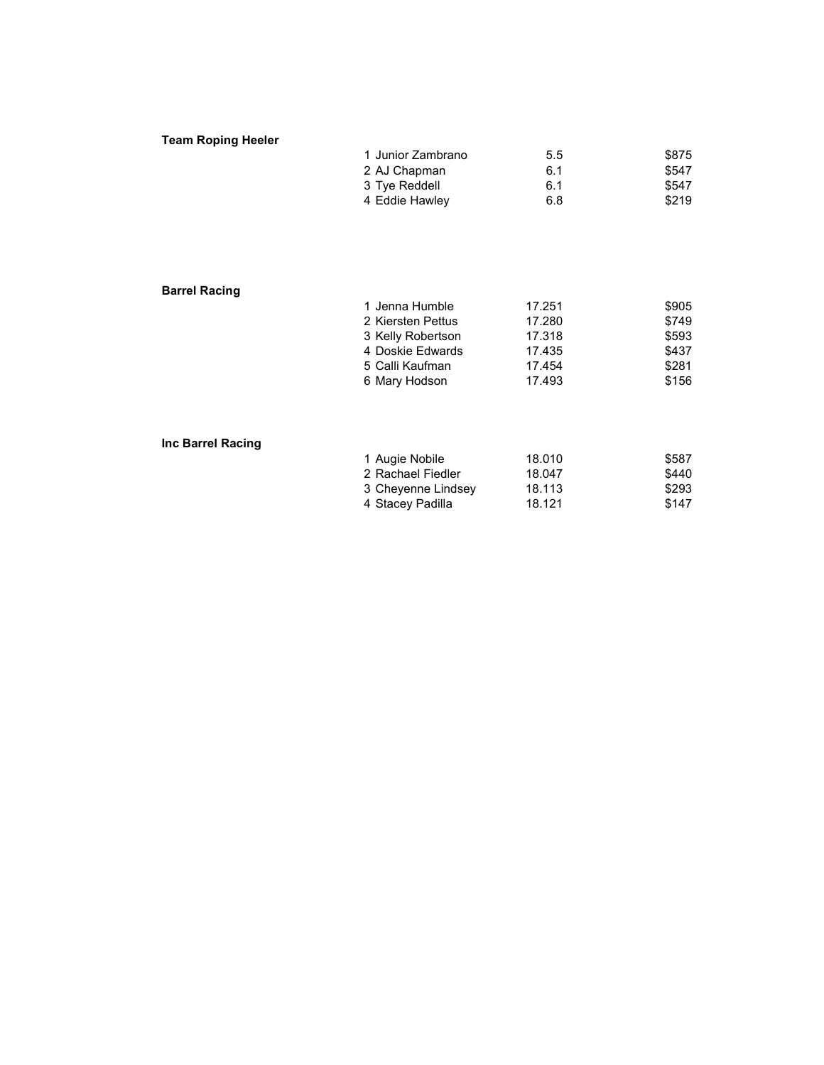**Team Roping Heeler**

| | | | |
|---|---|---|---|
| 1 | Junior Zambrano | 5.5 | $875 |
| 2 | AJ Chapman | 6.1 | $547 |
| 3 | Tye Reddell | 6.1 | $547 |
| 4 | Eddie Hawley | 6.8 | $219 |

**Barrel Racing**

| | | | |
|---|---|---|---|
| 1 | Jenna Humble | 17.251 | $905 |
| 2 | Kiersten Pettus | 17.280 | $749 |
| 3 | Kelly Robertson | 17.318 | $593 |
| 4 | Doskie Edwards | 17.435 | $437 |
| 5 | Calli Kaufman | 17.454 | $281 |
| 6 | Mary Hodson | 17.493 | $156 |

**Inc Barrel Racing**

| | | | |
|---|---|---|---|
| 1 | Augie Nobile | 18.010 | $587 |
| 2 | Rachael Fiedler | 18.047 | $440 |
| 3 | Cheyenne Lindsey | 18.113 | $293 |
| 4 | Stacey Padilla | 18.121 | $147 |